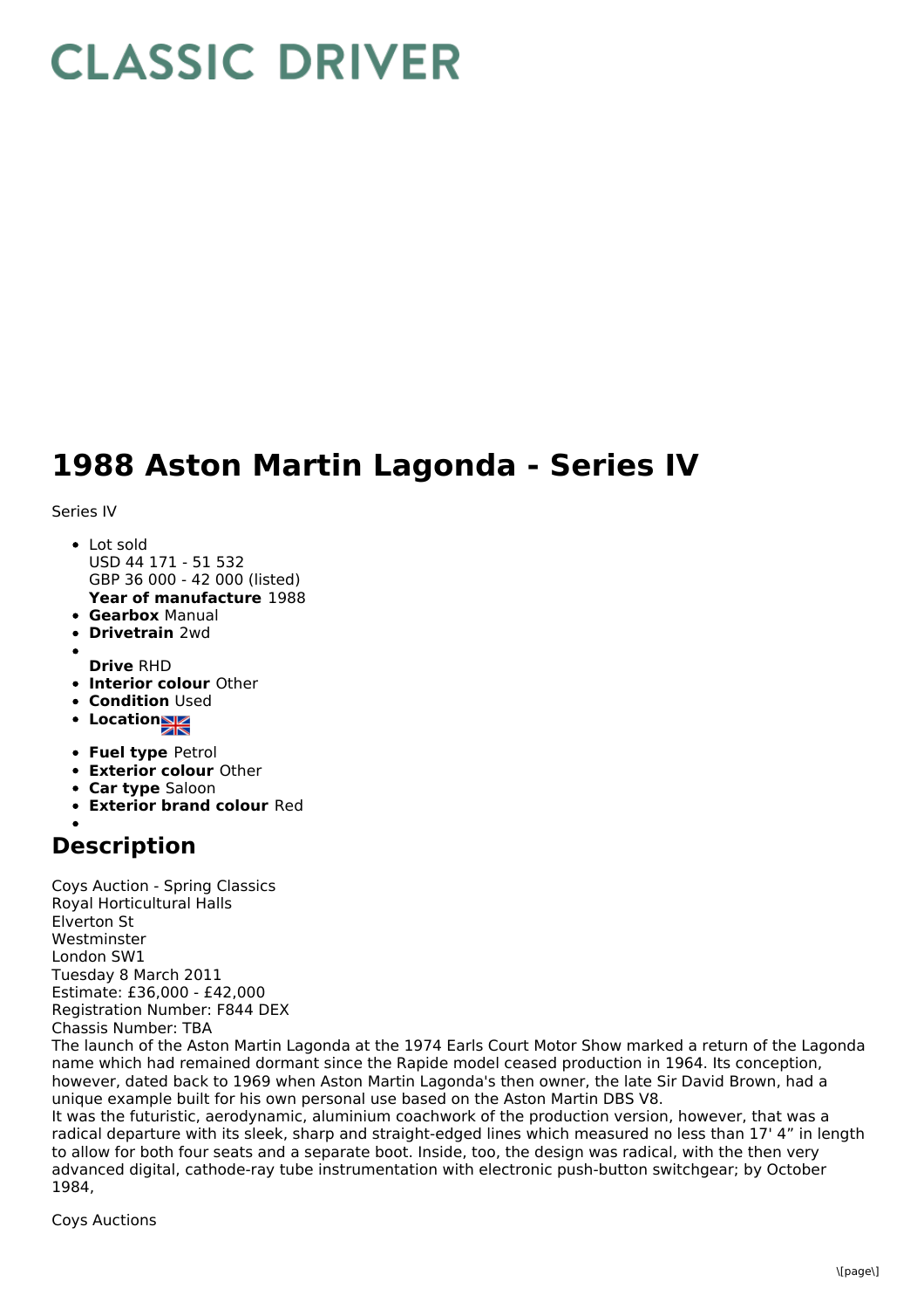# CLASSIC DRIVER

# 1988 Aston Martin Lagonda - Series IV

Series IV

- Lot sold
  USD 44 171 - 51 532
  GBP 36 000 - 42 000 (listed)
  **Year of manufacture** 1988
- **Gearbox** Manual
- **Drivetrain** 2wd
- 
  **Drive** RHD
- **Interior colour** Other
- **Condition** Used
- **Location**
- **Fuel type** Petrol
- **Exterior colour** Other
- **Car type** Saloon
- **Exterior brand colour** Red
- 

## Description

Coys Auction - Spring Classics
Royal Horticultural Halls
Elverton St
Westminster
London SW1
Tuesday 8 March 2011
Estimate: £36,000 - £42,000
Registration Number: F844 DEX
Chassis Number: TBA
The launch of the Aston Martin Lagonda at the 1974 Earls Court Motor Show marked a return of the Lagonda name which had remained dormant since the Rapide model ceased production in 1964. Its conception, however, dated back to 1969 when Aston Martin Lagonda's then owner, the late Sir David Brown, had a unique example built for his own personal use based on the Aston Martin DBS V8.
It was the futuristic, aerodynamic, aluminium coachwork of the production version, however, that was a radical departure with its sleek, sharp and straight-edged lines which measured no less than 17' 4" in length to allow for both four seats and a separate boot. Inside, too, the design was radical, with the then very advanced digital, cathode-ray tube instrumentation with electronic push-button switchgear; by October 1984,

Coys Auctions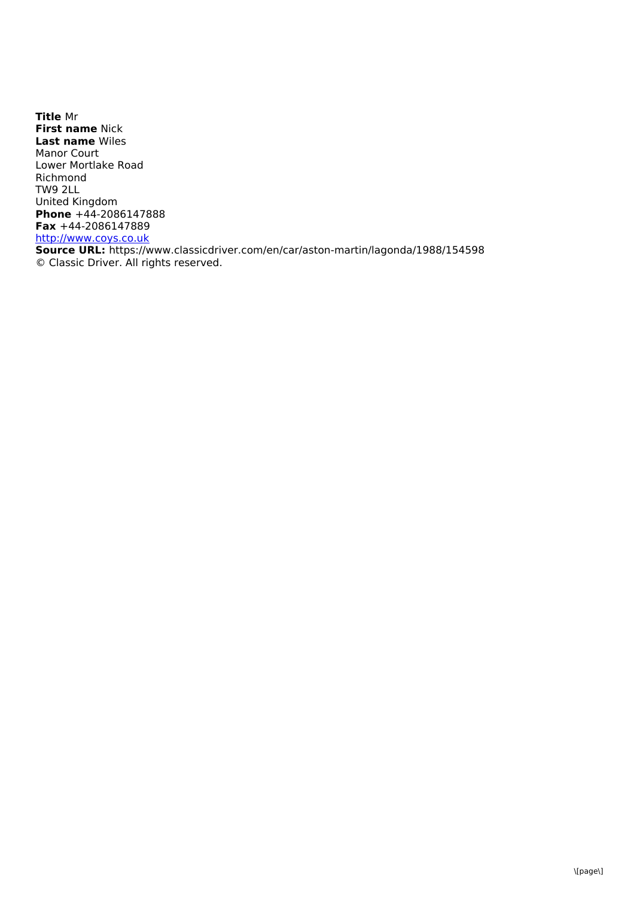**Title** Mr
**First name** Nick
**Last name** Wiles
Manor Court
Lower Mortlake Road
Richmond
TW9 2LL
United Kingdom
**Phone** +44-2086147888
**Fax** +44-2086147889
[http://www.coys.co.uk](http://www.coys.co.uk)
**Source URL:** https://www.classicdriver.com/en/car/aston-martin/lagonda/1988/154598
© Classic Driver. All rights reserved.